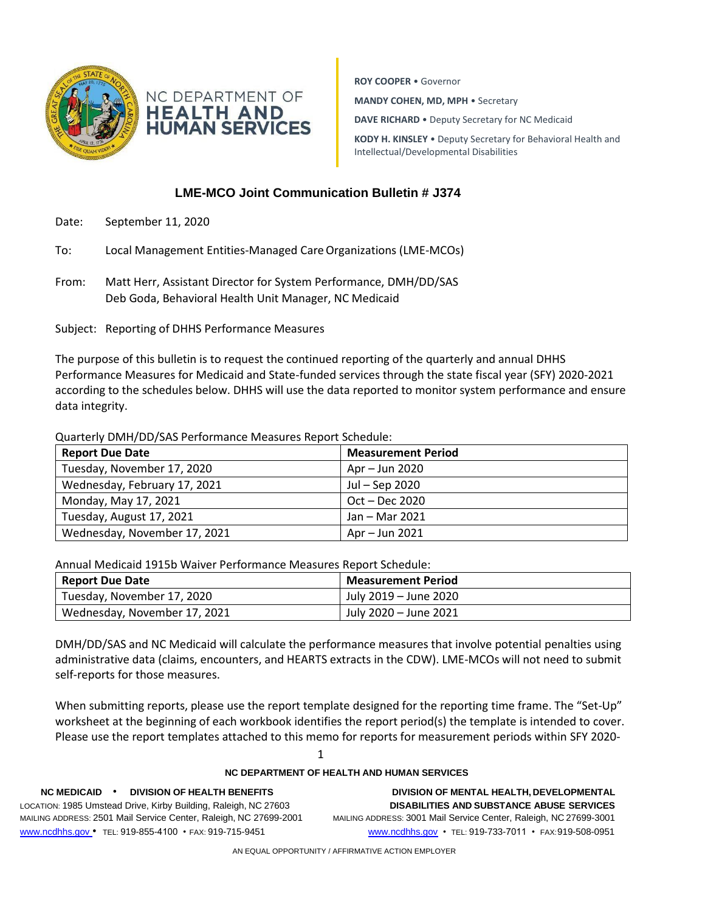NC DEPARTMENT OF **HEALTH AND HUMAN SERVICES**

**ROY COOPER** • Governor

**MANDY COHEN, MD, MPH** • Secretary

**DAVE RICHARD** • Deputy Secretary for NC Medicaid

**KODY H. KINSLEY** • Deputy Secretary for Behavioral Health and Intellectual/Developmental Disabilities

## LME-MCO Joint Communication Bulletin # J374

Date: September 11, 2020

To: Local Management Entities-Managed Care Organizations (LME-MCOs)

From: Matt Herr, Assistant Director for System Performance, DMH/DD/SAS
Deb Goda, Behavioral Health Unit Manager, NC Medicaid

Subject: Reporting of DHHS Performance Measures

The purpose of this bulletin is to request the continued reporting of the quarterly and annual DHHS Performance Measures for Medicaid and State-funded services through the state fiscal year (SFY) 2020-2021 according to the schedules below. DHHS will use the data reported to monitor system performance and ensure data integrity.

Quarterly DMH/DD/SAS Performance Measures Report Schedule:

| Report Due Date | Measurement Period |
|---|---|
| Tuesday, November 17, 2020 | Apr – Jun 2020 |
| Wednesday, February 17, 2021 | Jul – Sep 2020 |
| Monday, May 17, 2021 | Oct – Dec 2020 |
| Tuesday, August 17, 2021 | Jan – Mar 2021 |
| Wednesday, November 17, 2021 | Apr – Jun 2021 |

Annual Medicaid 1915b Waiver Performance Measures Report Schedule:

| Report Due Date | Measurement Period |
|---|---|
| Tuesday, November 17, 2020 | July 2019 – June 2020 |
| Wednesday, November 17, 2021 | July 2020 – June 2021 |

DMH/DD/SAS and NC Medicaid will calculate the performance measures that involve potential penalties using administrative data (claims, encounters, and HEARTS extracts in the CDW). LME-MCOs will not need to submit self-reports for those measures.

When submitting reports, please use the report template designed for the reporting time frame. The "Set-Up" worksheet at the beginning of each workbook identifies the report period(s) the template is intended to cover. Please use the report templates attached to this memo for reports for measurement periods within SFY 2020-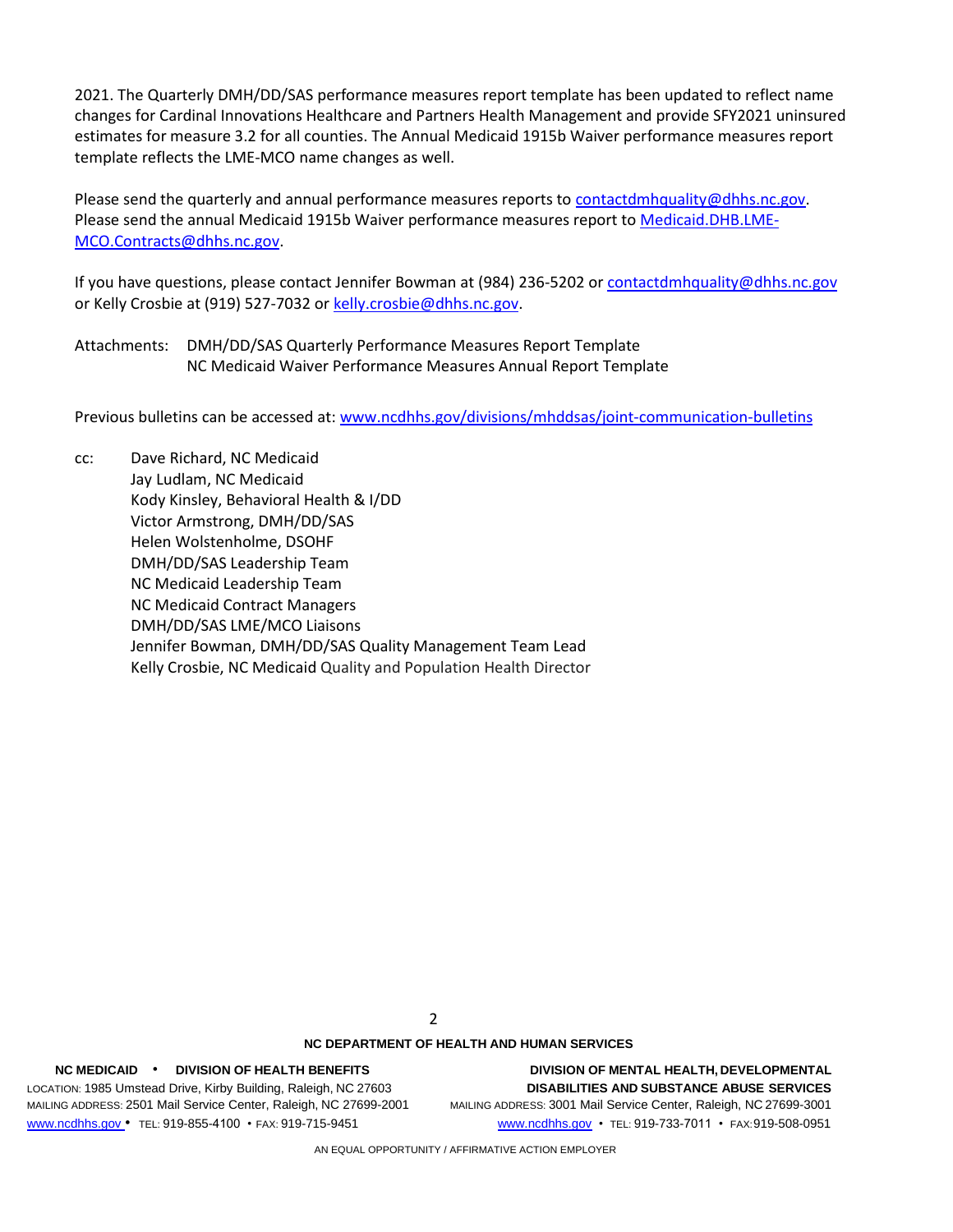2021. The Quarterly DMH/DD/SAS performance measures report template has been updated to reflect name changes for Cardinal Innovations Healthcare and Partners Health Management and provide SFY2021 uninsured estimates for measure 3.2 for all counties. The Annual Medicaid 1915b Waiver performance measures report template reflects the LME-MCO name changes as well.

Please send the quarterly and annual performance measures reports to contactdmhquality@dhhs.nc.gov. Please send the annual Medicaid 1915b Waiver performance measures report to Medicaid.DHB.LME-MCO.Contracts@dhhs.nc.gov.

If you have questions, please contact Jennifer Bowman at (984) 236-5202 or contactdmhquality@dhhs.nc.gov or Kelly Crosbie at (919) 527-7032 or kelly.crosbie@dhhs.nc.gov.

Attachments: DMH/DD/SAS Quarterly Performance Measures Report Template
NC Medicaid Waiver Performance Measures Annual Report Template

Previous bulletins can be accessed at: www.ncdhhs.gov/divisions/mhddsas/joint-communication-bulletins

cc: Dave Richard, NC Medicaid
Jay Ludlam, NC Medicaid
Kody Kinsley, Behavioral Health & I/DD
Victor Armstrong, DMH/DD/SAS
Helen Wolstenholme, DSOHF
DMH/DD/SAS Leadership Team
NC Medicaid Leadership Team
NC Medicaid Contract Managers
DMH/DD/SAS LME/MCO Liaisons
Jennifer Bowman, DMH/DD/SAS Quality Management Team Lead
Kelly Crosbie, NC Medicaid Quality and Population Health Director

**NC DEPARTMENT OF HEALTH AND HUMAN SERVICES**

**NC MEDICAID • DIVISION OF HEALTH BENEFITS**
LOCATION: 1985 Umstead Drive, Kirby Building, Raleigh, NC 27603
MAILING ADDRESS: 2501 Mail Service Center, Raleigh, NC 27699-2001
www.ncdhhs.gov • TEL: 919-855-4100 • FAX: 919-715-9451

**DIVISION OF MENTAL HEALTH, DEVELOPMENTAL DISABILITIES AND SUBSTANCE ABUSE SERVICES**
MAILING ADDRESS: 3001 Mail Service Center, Raleigh, NC 27699-3001
www.ncdhhs.gov • TEL: 919-733-7011 • FAX: 919-508-0951

AN EQUAL OPPORTUNITY / AFFIRMATIVE ACTION EMPLOYER